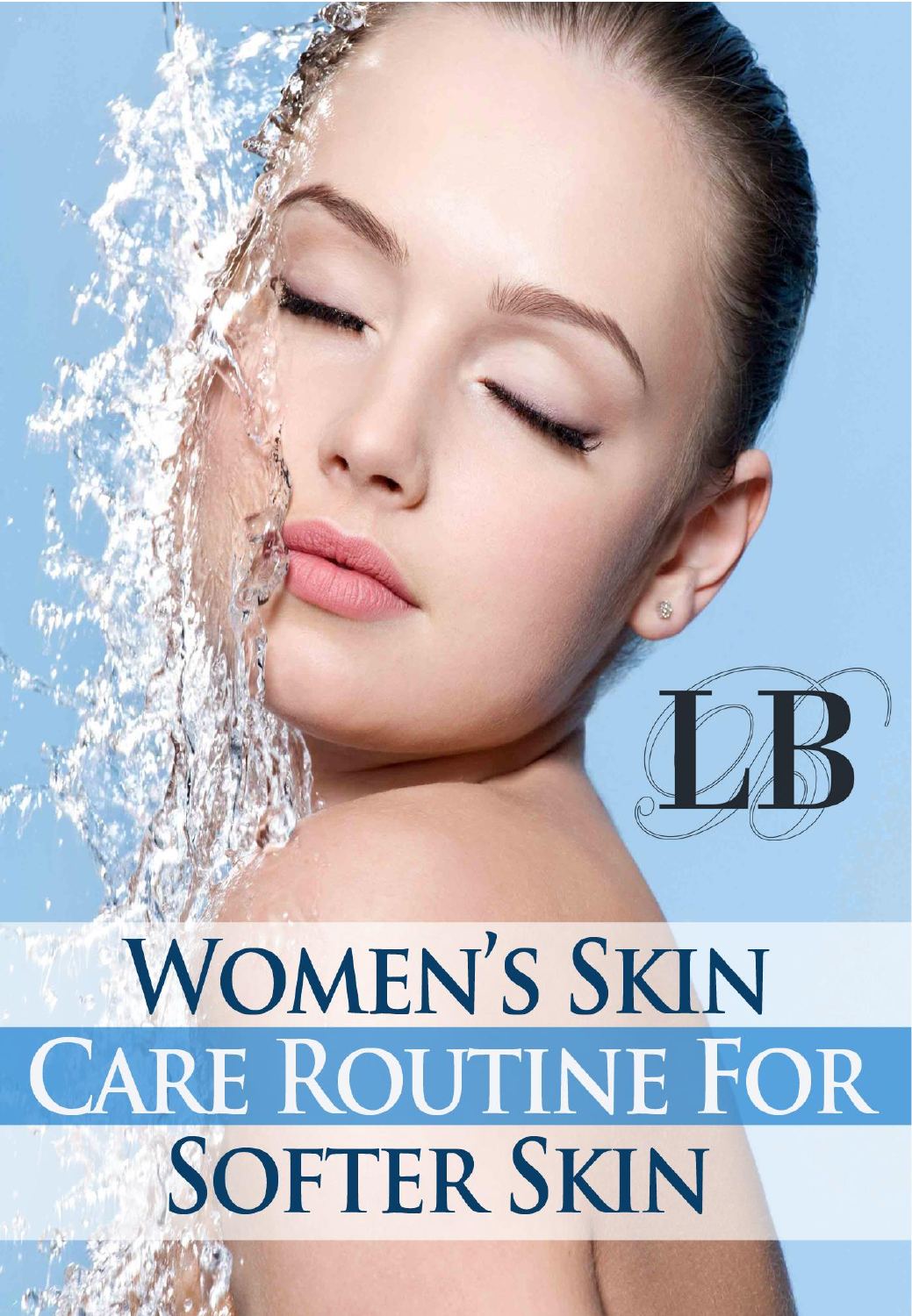LB

# Women's Skin Care Routine For Softer Skin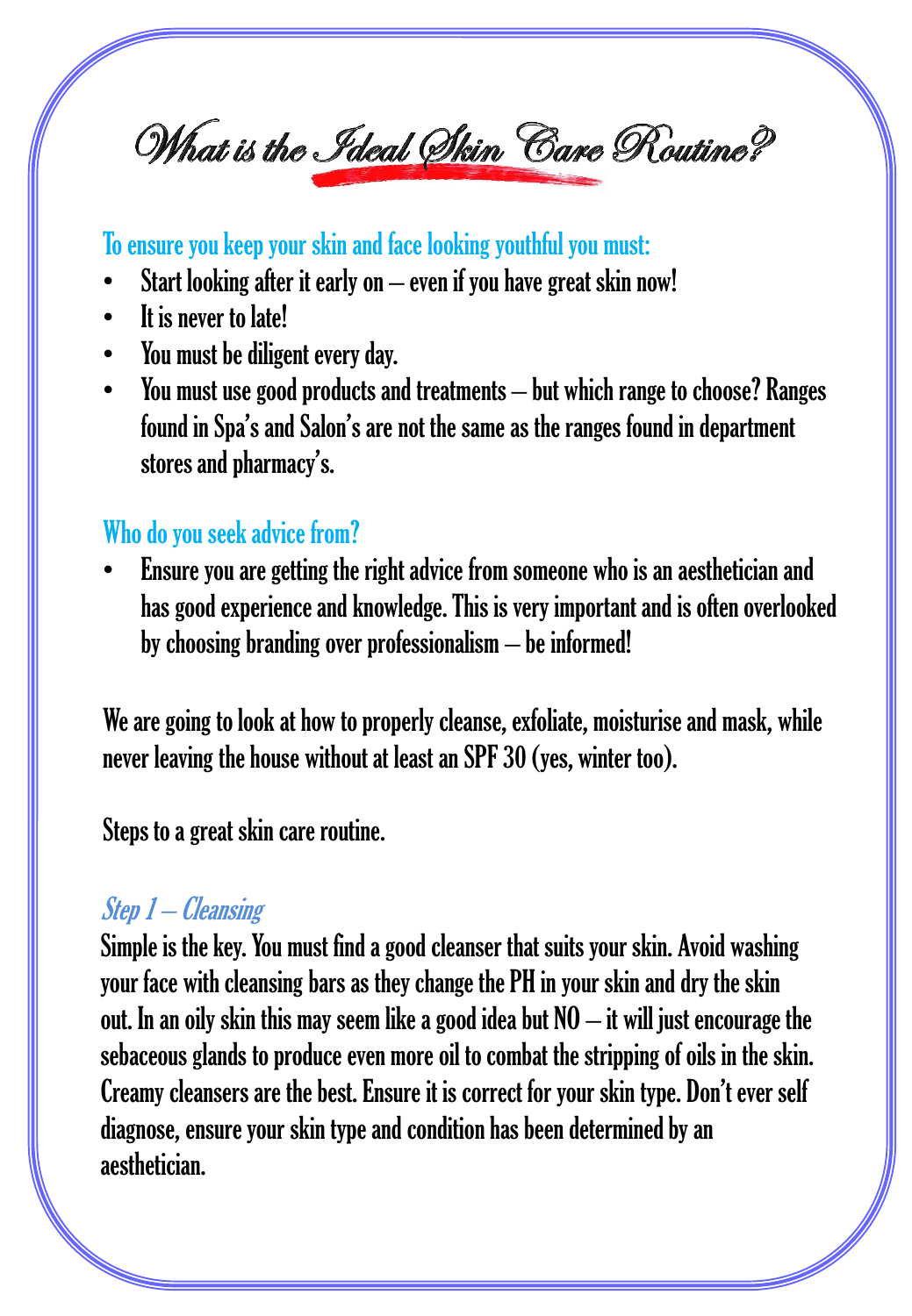# What is the Ideal Skin Care Routine?

## To ensure you keep your skin and face looking youthful you must:

- Start looking after it early on – even if you have great skin now!
- It is never to late!
- You must be diligent every day.
- You must use good products and treatments – but which range to choose? Ranges found in Spa's and Salon's are not the same as the ranges found in department stores and pharmacy's.

## Who do you seek advice from?

- Ensure you are getting the right advice from someone who is an aesthetician and has good experience and knowledge. This is very important and is often overlooked by choosing branding over professionalism – be informed!

We are going to look at how to properly cleanse, exfoliate, moisturise and mask, while never leaving the house without at least an SPF 30 (yes, winter too).

Steps to a great skin care routine.

### *Step 1 – Cleansing*

Simple is the key. You must find a good cleanser that suits your skin. Avoid washing your face with cleansing bars as they change the PH in your skin and dry the skin out. In an oily skin this may seem like a good idea but NO – it will just encourage the sebaceous glands to produce even more oil to combat the stripping of oils in the skin. Creamy cleansers are the best. Ensure it is correct for your skin type. Don't ever self diagnose, ensure your skin type and condition has been determined by an aesthetician.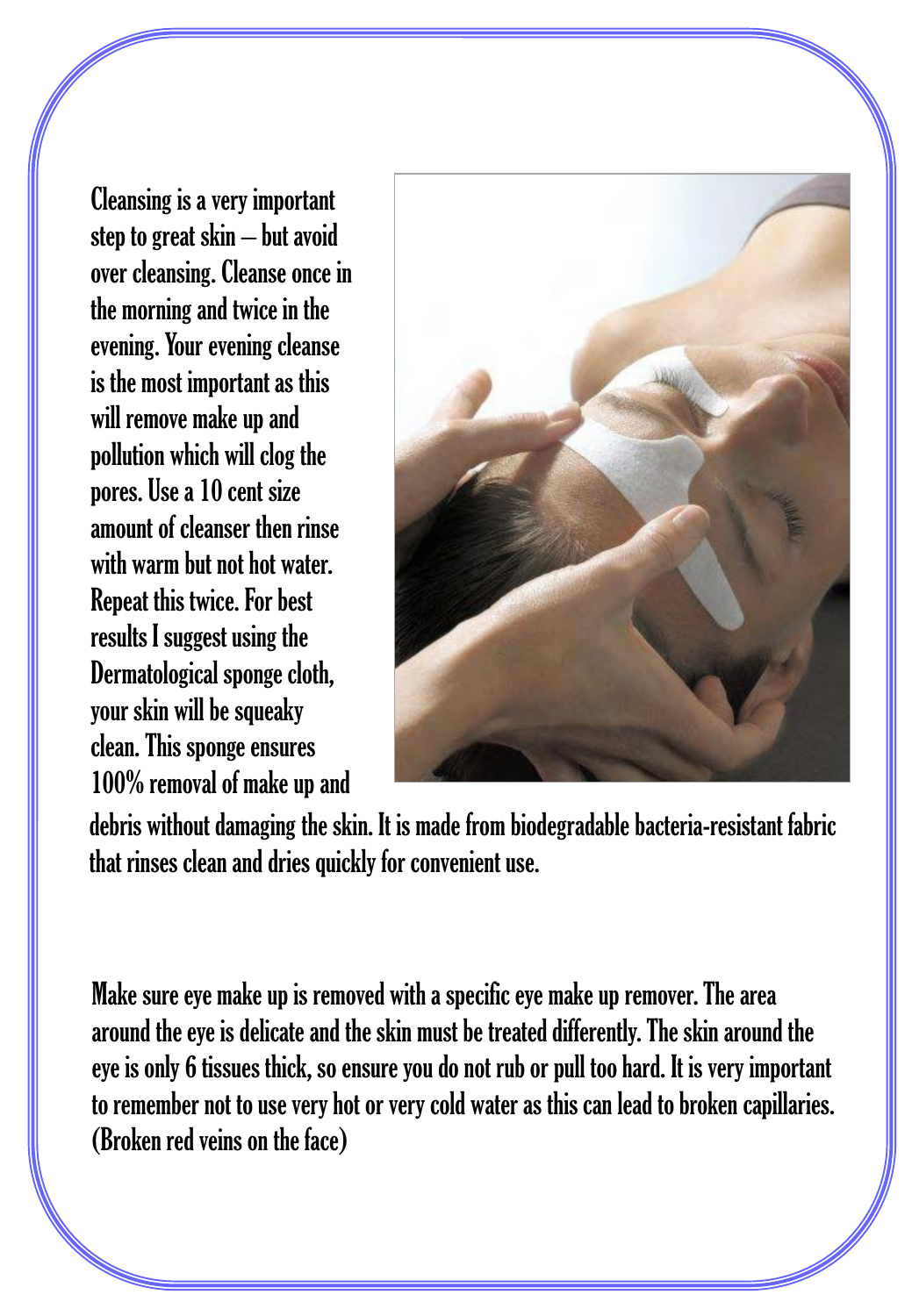Cleansing is a very important step to great skin – but avoid over cleansing. Cleanse once in the morning and twice in the evening. Your evening cleanse is the most important as this will remove make up and pollution which will clog the pores. Use a 10 cent size amount of cleanser then rinse with warm but not hot water. Repeat this twice. For best results I suggest using the Dermatological sponge cloth, your skin will be squeaky clean. This sponge ensures 100% removal of make up and debris without damaging the skin. It is made from biodegradable bacteria-resistant fabric that rinses clean and dries quickly for convenient use.

Make sure eye make up is removed with a specific eye make up remover. The area around the eye is delicate and the skin must be treated differently. The skin around the eye is only 6 tissues thick, so ensure you do not rub or pull too hard. It is very important to remember not to use very hot or very cold water as this can lead to broken capillaries. (Broken red veins on the face)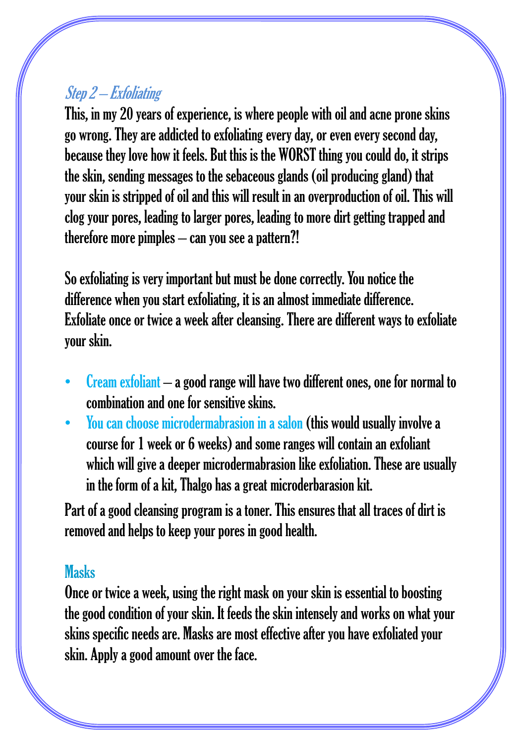## *Step 2 – Exfoliating*

This, in my 20 years of experience, is where people with oil and acne prone skins go wrong. They are addicted to exfoliating every day, or even every second day, because they love how it feels. But this is the WORST thing you could do, it strips the skin, sending messages to the sebaceous glands (oil producing gland) that your skin is stripped of oil and this will result in an overproduction of oil. This will clog your pores, leading to larger pores, leading to more dirt getting trapped and therefore more pimples – can you see a pattern?!

So exfoliating is very important but must be done correctly. You notice the difference when you start exfoliating, it is an almost immediate difference. Exfoliate once or twice a week after cleansing. There are different ways to exfoliate your skin.

- Cream exfoliant – a good range will have two different ones, one for normal to combination and one for sensitive skins.
- You can choose microdermabrasion in a salon (this would usually involve a course for 1 week or 6 weeks) and some ranges will contain an exfoliant which will give a deeper microdermabrasion like exfoliation. These are usually in the form of a kit, Thalgo has a great microderbarasion kit.

Part of a good cleansing program is a toner. This ensures that all traces of dirt is removed and helps to keep your pores in good health.

### Masks

Once or twice a week, using the right mask on your skin is essential to boosting the good condition of your skin. It feeds the skin intensely and works on what your skins specific needs are. Masks are most effective after you have exfoliated your skin. Apply a good amount over the face.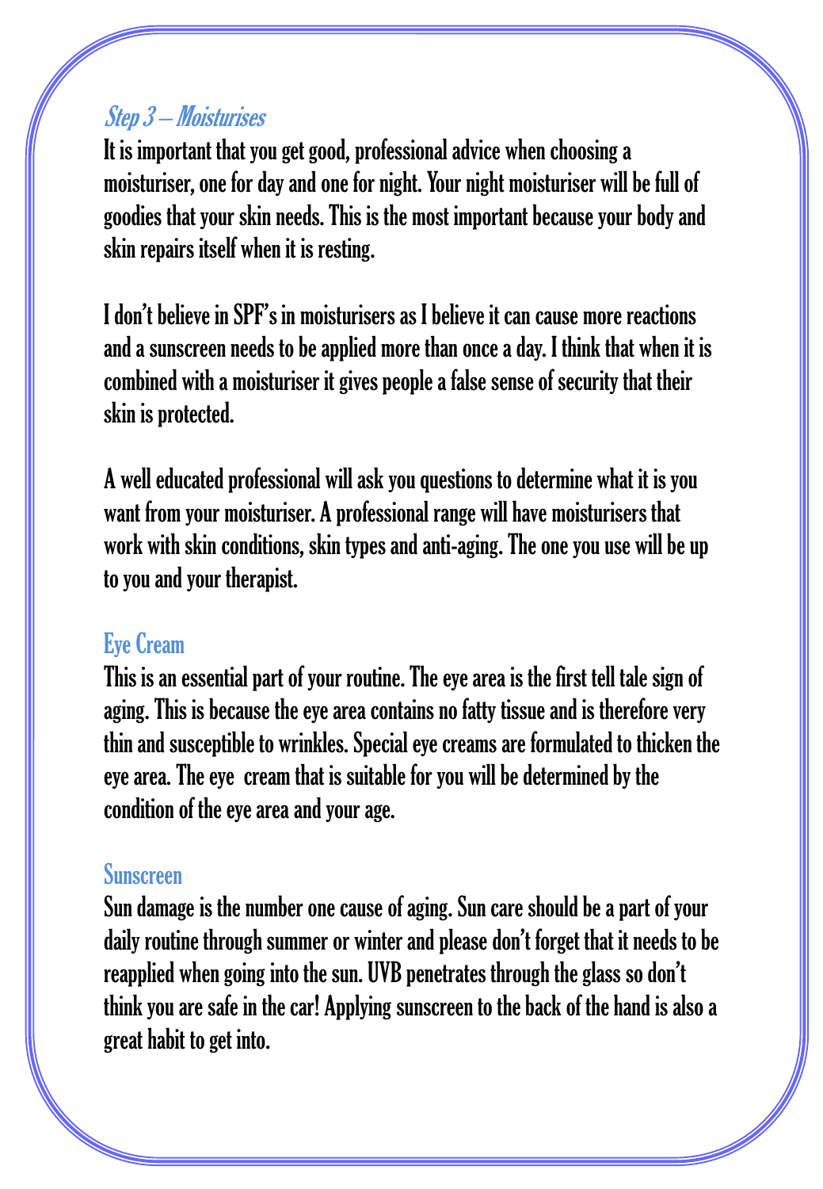### *Step 3 – Moisturises*

It is important that you get good, professional advice when choosing a moisturiser, one for day and one for night. Your night moisturiser will be full of goodies that your skin needs. This is the most important because your body and skin repairs itself when it is resting.

I don't believe in SPF's in moisturisers as I believe it can cause more reactions and a sunscreen needs to be applied more than once a day. I think that when it is combined with a moisturiser it gives people a false sense of security that their skin is protected.

A well educated professional will ask you questions to determine what it is you want from your moisturiser. A professional range will have moisturisers that work with skin conditions, skin types and anti-aging. The one you use will be up to you and your therapist.

### Eye Cream

This is an essential part of your routine. The eye area is the first tell tale sign of aging. This is because the eye area contains no fatty tissue and is therefore very thin and susceptible to wrinkles. Special eye creams are formulated to thicken the eye area. The eye cream that is suitable for you will be determined by the condition of the eye area and your age.

### Sunscreen

Sun damage is the number one cause of aging. Sun care should be a part of your daily routine through summer or winter and please don't forget that it needs to be reapplied when going into the sun. UVB penetrates through the glass so don't think you are safe in the car! Applying sunscreen to the back of the hand is also a great habit to get into.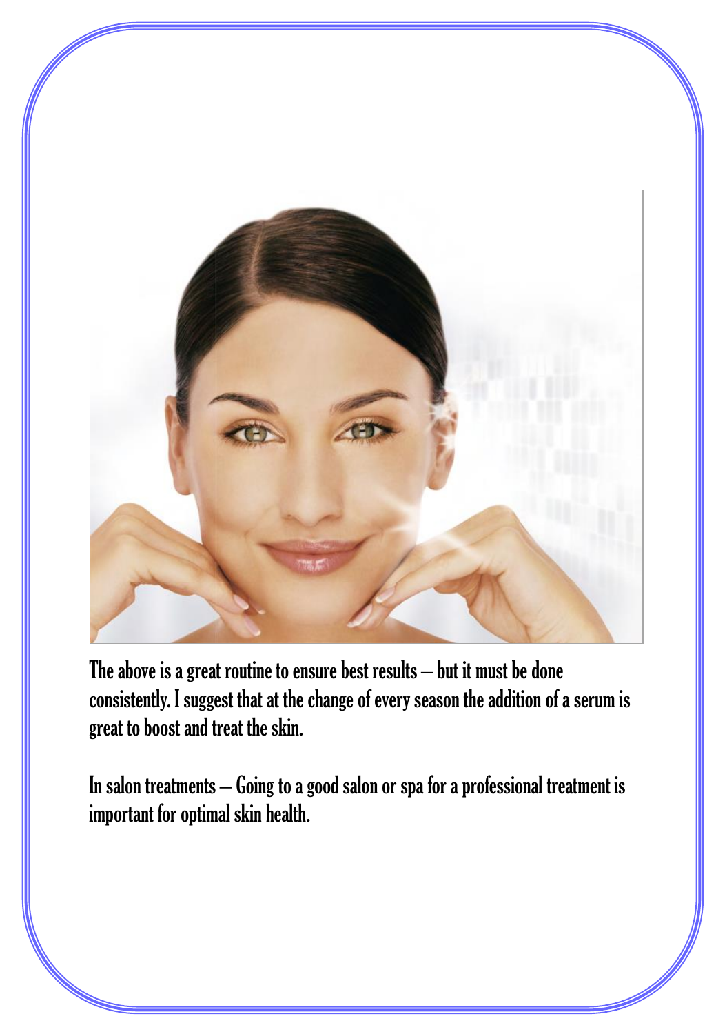The above is a great routine to ensure best results – but it must be done consistently. I suggest that at the change of every season the addition of a serum is great to boost and treat the skin.

In salon treatments – Going to a good salon or spa for a professional treatment is important for optimal skin health.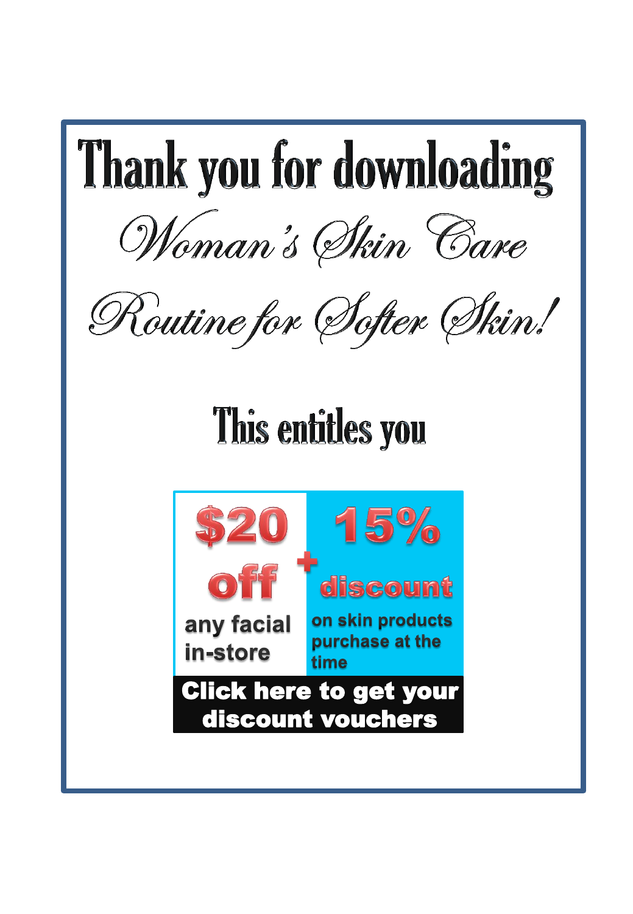# Thank you for downloading

## *Woman's Skin Care Routine for Softer Skin!*

## This entitles you

**$20 off** any facial in-store

**+**

**15% discount** on skin products purchase at the time

**Click here to get your discount vouchers**